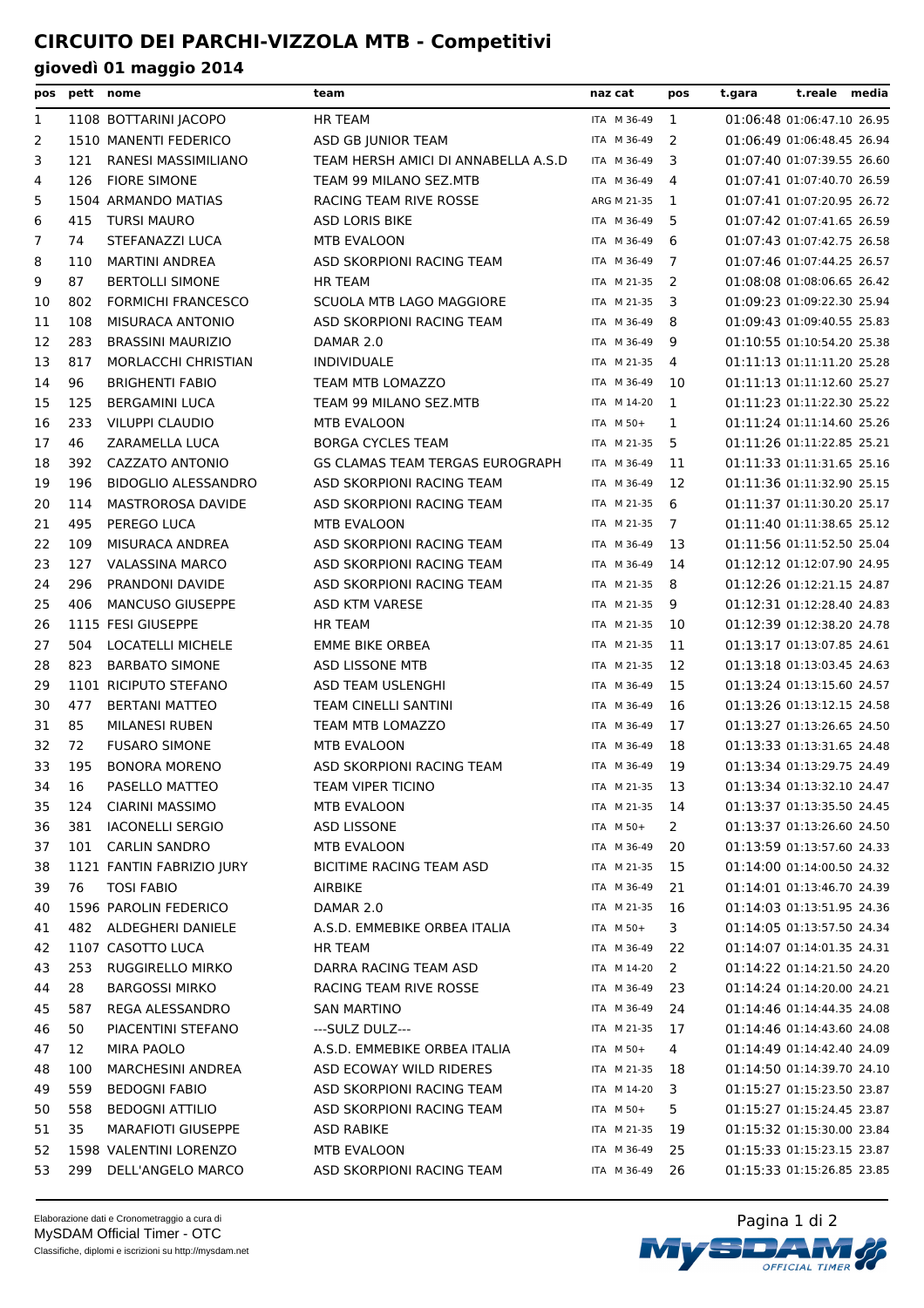# CIRCUITO DEI PARCHI-VIZZOLA MTB - Competitivi

## giovedì 01 maggio 2014

| pos | pett | nome | team | naz | cat | pos | t.gara | t.reale | media |
|---|---|---|---|---|---|---|---|---|---|
| 1 | 1108 | BOTTARINI JACOPO | HR TEAM | ITA | M 36-49 | 1 | 01:06:48 | 01:06:47.10 | 26.95 |
| 2 | 1510 | MANENTI FEDERICO | ASD GB JUNIOR TEAM | ITA | M 36-49 | 2 | 01:06:49 | 01:06:48.45 | 26.94 |
| 3 | 121 | RANESI MASSIMILIANO | TEAM HERSH AMICI DI ANNABELLA A.S.D | ITA | M 36-49 | 3 | 01:07:40 | 01:07:39.55 | 26.60 |
| 4 | 126 | FIORE SIMONE | TEAM 99 MILANO SEZ.MTB | ITA | M 36-49 | 4 | 01:07:41 | 01:07:40.70 | 26.59 |
| 5 | 1504 | ARMANDO MATIAS | RACING TEAM RIVE ROSSE | ARG | M 21-35 | 1 | 01:07:41 | 01:07:20.95 | 26.72 |
| 6 | 415 | TURSI MAURO | ASD LORIS BIKE | ITA | M 36-49 | 5 | 01:07:42 | 01:07:41.65 | 26.59 |
| 7 | 74 | STEFANAZZI LUCA | MTB EVALOON | ITA | M 36-49 | 6 | 01:07:43 | 01:07:42.75 | 26.58 |
| 8 | 110 | MARTINI ANDREA | ASD SKORPIONI RACING TEAM | ITA | M 36-49 | 7 | 01:07:46 | 01:07:44.25 | 26.57 |
| 9 | 87 | BERTOLLI SIMONE | HR TEAM | ITA | M 21-35 | 2 | 01:08:08 | 01:08:06.65 | 26.42 |
| 10 | 802 | FORMICHI FRANCESCO | SCUOLA MTB LAGO MAGGIORE | ITA | M 21-35 | 3 | 01:09:23 | 01:09:22.30 | 25.94 |
| 11 | 108 | MISURACA ANTONIO | ASD SKORPIONI RACING TEAM | ITA | M 36-49 | 8 | 01:09:43 | 01:09:40.55 | 25.83 |
| 12 | 283 | BRASSINI MAURIZIO | DAMAR 2.0 | ITA | M 36-49 | 9 | 01:10:55 | 01:10:54.20 | 25.38 |
| 13 | 817 | MORLACCHI CHRISTIAN | INDIVIDUALE | ITA | M 21-35 | 4 | 01:11:13 | 01:11:11.20 | 25.28 |
| 14 | 96 | BRIGHENTI FABIO | TEAM MTB LOMAZZO | ITA | M 36-49 | 10 | 01:11:13 | 01:11:12.60 | 25.27 |
| 15 | 125 | BERGAMINI LUCA | TEAM 99 MILANO SEZ.MTB | ITA | M 14-20 | 1 | 01:11:23 | 01:11:22.30 | 25.22 |
| 16 | 233 | VILUPPI CLAUDIO | MTB EVALOON | ITA | M 50+ | 1 | 01:11:24 | 01:11:14.60 | 25.26 |
| 17 | 46 | ZARAMELLA LUCA | BORGA CYCLES TEAM | ITA | M 21-35 | 5 | 01:11:26 | 01:11:22.85 | 25.21 |
| 18 | 392 | CAZZATO ANTONIO | GS CLAMAS TEAM TERGAS EUROGRAPH | ITA | M 36-49 | 11 | 01:11:33 | 01:11:31.65 | 25.16 |
| 19 | 196 | BIDOGLIO ALESSANDRO | ASD SKORPIONI RACING TEAM | ITA | M 36-49 | 12 | 01:11:36 | 01:11:32.90 | 25.15 |
| 20 | 114 | MASTROROSA DAVIDE | ASD SKORPIONI RACING TEAM | ITA | M 21-35 | 6 | 01:11:37 | 01:11:30.20 | 25.17 |
| 21 | 495 | PEREGO LUCA | MTB EVALOON | ITA | M 21-35 | 7 | 01:11:40 | 01:11:38.65 | 25.12 |
| 22 | 109 | MISURACA ANDREA | ASD SKORPIONI RACING TEAM | ITA | M 36-49 | 13 | 01:11:56 | 01:11:52.50 | 25.04 |
| 23 | 127 | VALASSINA MARCO | ASD SKORPIONI RACING TEAM | ITA | M 36-49 | 14 | 01:12:12 | 01:12:07.90 | 24.95 |
| 24 | 296 | PRANDONI DAVIDE | ASD SKORPIONI RACING TEAM | ITA | M 21-35 | 8 | 01:12:26 | 01:12:21.15 | 24.87 |
| 25 | 406 | MANCUSO GIUSEPPE | ASD KTM VARESE | ITA | M 21-35 | 9 | 01:12:31 | 01:12:28.40 | 24.83 |
| 26 | 1115 | FESI GIUSEPPE | HR TEAM | ITA | M 21-35 | 10 | 01:12:39 | 01:12:38.20 | 24.78 |
| 27 | 504 | LOCATELLI MICHELE | EMME BIKE ORBEA | ITA | M 21-35 | 11 | 01:13:17 | 01:13:07.85 | 24.61 |
| 28 | 823 | BARBATO SIMONE | ASD LISSONE MTB | ITA | M 21-35 | 12 | 01:13:18 | 01:13:03.45 | 24.63 |
| 29 | 1101 | RICIPUTO STEFANO | ASD TEAM USLENGHI | ITA | M 36-49 | 15 | 01:13:24 | 01:13:15.60 | 24.57 |
| 30 | 477 | BERTANI MATTEO | TEAM CINELLI SANTINI | ITA | M 36-49 | 16 | 01:13:26 | 01:13:12.15 | 24.58 |
| 31 | 85 | MILANESI RUBEN | TEAM MTB LOMAZZO | ITA | M 36-49 | 17 | 01:13:27 | 01:13:26.65 | 24.50 |
| 32 | 72 | FUSARO SIMONE | MTB EVALOON | ITA | M 36-49 | 18 | 01:13:33 | 01:13:31.65 | 24.48 |
| 33 | 195 | BONORA MORENO | ASD SKORPIONI RACING TEAM | ITA | M 36-49 | 19 | 01:13:34 | 01:13:29.75 | 24.49 |
| 34 | 16 | PASELLO MATTEO | TEAM VIPER TICINO | ITA | M 21-35 | 13 | 01:13:34 | 01:13:32.10 | 24.47 |
| 35 | 124 | CIARINI MASSIMO | MTB EVALOON | ITA | M 21-35 | 14 | 01:13:37 | 01:13:35.50 | 24.45 |
| 36 | 381 | IACONELLI SERGIO | ASD LISSONE | ITA | M 50+ | 2 | 01:13:37 | 01:13:26.60 | 24.50 |
| 37 | 101 | CARLIN SANDRO | MTB EVALOON | ITA | M 36-49 | 20 | 01:13:59 | 01:13:57.60 | 24.33 |
| 38 | 1121 | FANTIN FABRIZIO JURY | BICITIME RACING TEAM ASD | ITA | M 21-35 | 15 | 01:14:00 | 01:14:00.50 | 24.32 |
| 39 | 76 | TOSI FABIO | AIRBIKE | ITA | M 36-49 | 21 | 01:14:01 | 01:13:46.70 | 24.39 |
| 40 | 1596 | PAROLIN FEDERICO | DAMAR 2.0 | ITA | M 21-35 | 16 | 01:14:03 | 01:13:51.95 | 24.36 |
| 41 | 482 | ALDEGHERI DANIELE | A.S.D. EMMEBIKE ORBEA ITALIA | ITA | M 50+ | 3 | 01:14:05 | 01:13:57.50 | 24.34 |
| 42 | 1107 | CASOTTO LUCA | HR TEAM | ITA | M 36-49 | 22 | 01:14:07 | 01:14:01.35 | 24.31 |
| 43 | 253 | RUGGIRELLO MIRKO | DARRA RACING TEAM ASD | ITA | M 14-20 | 2 | 01:14:22 | 01:14:21.50 | 24.20 |
| 44 | 28 | BARGOSSI MIRKO | RACING TEAM RIVE ROSSE | ITA | M 36-49 | 23 | 01:14:24 | 01:14:20.00 | 24.21 |
| 45 | 587 | REGA ALESSANDRO | SAN MARTINO | ITA | M 36-49 | 24 | 01:14:46 | 01:14:44.35 | 24.08 |
| 46 | 50 | PIACENTINI STEFANO | ---SULZ DULZ--- | ITA | M 21-35 | 17 | 01:14:46 | 01:14:43.60 | 24.08 |
| 47 | 12 | MIRA PAOLO | A.S.D. EMMEBIKE ORBEA ITALIA | ITA | M 50+ | 4 | 01:14:49 | 01:14:42.40 | 24.09 |
| 48 | 100 | MARCHESINI ANDREA | ASD ECOWAY WILD RIDERES | ITA | M 21-35 | 18 | 01:14:50 | 01:14:39.70 | 24.10 |
| 49 | 559 | BEDOGNI FABIO | ASD SKORPIONI RACING TEAM | ITA | M 14-20 | 3 | 01:15:27 | 01:15:23.50 | 23.87 |
| 50 | 558 | BEDOGNI ATTILIO | ASD SKORPIONI RACING TEAM | ITA | M 50+ | 5 | 01:15:27 | 01:15:24.45 | 23.87 |
| 51 | 35 | MARAFIOTI GIUSEPPE | ASD RABIKE | ITA | M 21-35 | 19 | 01:15:32 | 01:15:30.00 | 23.84 |
| 52 | 1598 | VALENTINI LORENZO | MTB EVALOON | ITA | M 36-49 | 25 | 01:15:33 | 01:15:23.15 | 23.87 |
| 53 | 299 | DELL'ANGELO MARCO | ASD SKORPIONI RACING TEAM | ITA | M 36-49 | 26 | 01:15:33 | 01:15:26.85 | 23.85 |

Elaborazione dati e Cronometraggio a cura di
MySDAM Official Timer - OTC
Classifiche, diplomi e iscrizioni su http://mysdam.net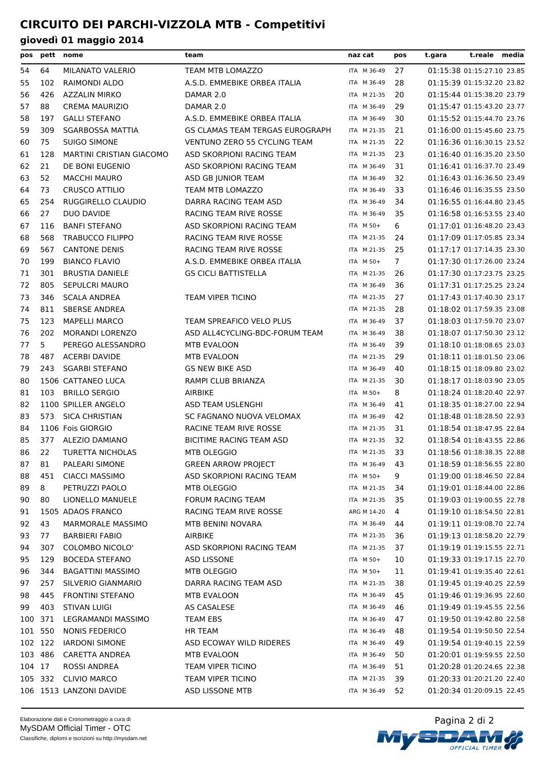# CIRCUITO DEI PARCHI-VIZZOLA MTB - Competitivi

## giovedì 01 maggio 2014

| pos | pett | nome | team | naz cat | pos | t.gara | t.reale | media |
|---|---|---|---|---|---|---|---|---|
| 54 | 64 | MILANATO VALERIO | TEAM MTB LOMAZZO | ITA M 36-49 | 27 | 01:15:38 | 01:15:27.10 | 23.85 |
| 55 | 102 | RAIMONDI ALDO | A.S.D. EMMEBIKE ORBEA ITALIA | ITA M 36-49 | 28 | 01:15:39 | 01:15:32.20 | 23.82 |
| 56 | 426 | AZZALIN MIRKO | DAMAR 2.0 | ITA M 21-35 | 20 | 01:15:44 | 01:15:38.20 | 23.79 |
| 57 | 88 | CREMA MAURIZIO | DAMAR 2.0 | ITA M 36-49 | 29 | 01:15:47 | 01:15:43.20 | 23.77 |
| 58 | 197 | GALLI STEFANO | A.S.D. EMMEBIKE ORBEA ITALIA | ITA M 36-49 | 30 | 01:15:52 | 01:15:44.70 | 23.76 |
| 59 | 309 | SGARBOSSA MATTIA | GS CLAMAS TEAM TERGAS EUROGRAPH | ITA M 21-35 | 21 | 01:16:00 | 01:15:45.60 | 23.75 |
| 60 | 75 | SUIGO SIMONE | VENTUNO ZERO 55 CYCLING TEAM | ITA M 21-35 | 22 | 01:16:36 | 01:16:30.15 | 23.52 |
| 61 | 128 | MARTINI CRISTIAN GIACOMO | ASD SKORPIONI RACING TEAM | ITA M 21-35 | 23 | 01:16:40 | 01:16:35.20 | 23.50 |
| 62 | 21 | DE BONI EUGENIO | ASD SKORPIONI RACING TEAM | ITA M 36-49 | 31 | 01:16:41 | 01:16:37.70 | 23.49 |
| 63 | 52 | MACCHI MAURO | ASD GB JUNIOR TEAM | ITA M 36-49 | 32 | 01:16:43 | 01:16:36.50 | 23.49 |
| 64 | 73 | CRUSCO ATTILIO | TEAM MTB LOMAZZO | ITA M 36-49 | 33 | 01:16:46 | 01:16:35.55 | 23.50 |
| 65 | 254 | RUGGIRELLO CLAUDIO | DARRA RACING TEAM ASD | ITA M 36-49 | 34 | 01:16:55 | 01:16:44.80 | 23.45 |
| 66 | 27 | DUO DAVIDE | RACING TEAM RIVE ROSSE | ITA M 36-49 | 35 | 01:16:58 | 01:16:53.55 | 23.40 |
| 67 | 116 | BANFI STEFANO | ASD SKORPIONI RACING TEAM | ITA M 50+ | 6 | 01:17:01 | 01:16:48.20 | 23.43 |
| 68 | 568 | TRABUCCO FILIPPO | RACING TEAM RIVE ROSSE | ITA M 21-35 | 24 | 01:17:09 | 01:17:05.85 | 23.34 |
| 69 | 567 | CANTONE DENIS | RACING TEAM RIVE ROSSE | ITA M 21-35 | 25 | 01:17:17 | 01:17:14.35 | 23.30 |
| 70 | 199 | BIANCO FLAVIO | A.S.D. EMMEBIKE ORBEA ITALIA | ITA M 50+ | 7 | 01:17:30 | 01:17:26.00 | 23.24 |
| 71 | 301 | BRUSTIA DANIELE | GS CICLI BATTISTELLA | ITA M 21-35 | 26 | 01:17:30 | 01:17:23.75 | 23.25 |
| 72 | 805 | SEPULCRI MAURO | | ITA M 36-49 | 36 | 01:17:31 | 01:17:25.25 | 23.24 |
| 73 | 346 | SCALA ANDREA | TEAM VIPER TICINO | ITA M 21-35 | 27 | 01:17:43 | 01:17:40.30 | 23.17 |
| 74 | 811 | SBERSE ANDREA | | ITA M 21-35 | 28 | 01:18:02 | 01:17:59.35 | 23.08 |
| 75 | 123 | MAPELLI MARCO | TEAM SPREAFICO VELO PLUS | ITA M 36-49 | 37 | 01:18:03 | 01:17:59.70 | 23.07 |
| 76 | 202 | MORANDI LORENZO | ASD ALL4CYCLING-BDC-FORUM TEAM | ITA M 36-49 | 38 | 01:18:07 | 01:17:50.30 | 23.12 |
| 77 | 5 | PEREGO ALESSANDRO | MTB EVALOON | ITA M 36-49 | 39 | 01:18:10 | 01:18:08.65 | 23.03 |
| 78 | 487 | ACERBI DAVIDE | MTB EVALOON | ITA M 21-35 | 29 | 01:18:11 | 01:18:01.50 | 23.06 |
| 79 | 243 | SGARBI STEFANO | GS NEW BIKE ASD | ITA M 36-49 | 40 | 01:18:15 | 01:18:09.80 | 23.02 |
| 80 | 1506 | CATTANEO LUCA | RAMPI CLUB BRIANZA | ITA M 21-35 | 30 | 01:18:17 | 01:18:03.90 | 23.05 |
| 81 | 103 | BRILLO SERGIO | AIRBIKE | ITA M 50+ | 8 | 01:18:24 | 01:18:20.40 | 22.97 |
| 82 | 1100 | SPILLER ANGELO | ASD TEAM USLENGHI | ITA M 36-49 | 41 | 01:18:35 | 01:18:27.00 | 22.94 |
| 83 | 573 | SICA CHRISTIAN | SC FAGNANO NUOVA VELOMAX | ITA M 36-49 | 42 | 01:18:48 | 01:18:28.50 | 22.93 |
| 84 | 1106 | Fois GIORGIO | RACINE TEAM RIVE ROSSE | ITA M 21-35 | 31 | 01:18:54 | 01:18:47.95 | 22.84 |
| 85 | 377 | ALEZIO DAMIANO | BICITIME RACING TEAM ASD | ITA M 21-35 | 32 | 01:18:54 | 01:18:43.55 | 22.86 |
| 86 | 22 | TURETTA NICHOLAS | MTB OLEGGIO | ITA M 21-35 | 33 | 01:18:56 | 01:18:38.35 | 22.88 |
| 87 | 81 | PALEARI SIMONE | GREEN ARROW PROJECT | ITA M 36-49 | 43 | 01:18:59 | 01:18:56.55 | 22.80 |
| 88 | 451 | CIACCI MASSIMO | ASD SKORPIONI RACING TEAM | ITA M 50+ | 9 | 01:19:00 | 01:18:46.50 | 22.84 |
| 89 | 8 | PETRUZZI PAOLO | MTB OLEGGIO | ITA M 21-35 | 34 | 01:19:01 | 01:18:44.00 | 22.86 |
| 90 | 80 | LIONELLO MANUELE | FORUM RACING TEAM | ITA M 21-35 | 35 | 01:19:03 | 01:19:00.55 | 22.78 |
| 91 | 1505 | ADAOS FRANCO | RACING TEAM RIVE ROSSE | ARG M 14-20 | 4 | 01:19:10 | 01:18:54.50 | 22.81 |
| 92 | 43 | MARMORALE MASSIMO | MTB BENINI NOVARA | ITA M 36-49 | 44 | 01:19:11 | 01:19:08.70 | 22.74 |
| 93 | 77 | BARBIERI FABIO | AIRBIKE | ITA M 21-35 | 36 | 01:19:13 | 01:18:58.20 | 22.79 |
| 94 | 307 | COLOMBO NICOLO' | ASD SKORPIONI RACING TEAM | ITA M 21-35 | 37 | 01:19:19 | 01:19:15.55 | 22.71 |
| 95 | 129 | BOCEDA STEFANO | ASD LISSONE | ITA M 50+ | 10 | 01:19:33 | 01:19:17.15 | 22.70 |
| 96 | 344 | BAGATTINI MASSIMO | MTB OLEGGIO | ITA M 50+ | 11 | 01:19:41 | 01:19:35.40 | 22.61 |
| 97 | 257 | SILVERIO GIANMARIO | DARRA RACING TEAM ASD | ITA M 21-35 | 38 | 01:19:45 | 01:19:40.25 | 22.59 |
| 98 | 445 | FRONTINI STEFANO | MTB EVALOON | ITA M 36-49 | 45 | 01:19:46 | 01:19:36.95 | 22.60 |
| 99 | 403 | STIVAN LUIGI | AS CASALESE | ITA M 36-49 | 46 | 01:19:49 | 01:19:45.55 | 22.56 |
| 100 | 371 | LEGRAMANDI MASSIMO | TEAM EBS | ITA M 36-49 | 47 | 01:19:50 | 01:19:42.80 | 22.58 |
| 101 | 550 | NONIS FEDERICO | HR TEAM | ITA M 36-49 | 48 | 01:19:54 | 01:19:50.50 | 22.54 |
| 102 | 122 | IARDONI SIMONE | ASD ECOWAY WILD RIDERES | ITA M 36-49 | 49 | 01:19:54 | 01:19:40.15 | 22.59 |
| 103 | 486 | CARETTA ANDREA | MTB EVALOON | ITA M 36-49 | 50 | 01:20:01 | 01:19:59.55 | 22.50 |
| 104 | 17 | ROSSI ANDREA | TEAM VIPER TICINO | ITA M 36-49 | 51 | 01:20:28 | 01:20:24.65 | 22.38 |
| 105 | 332 | CLIVIO MARCO | TEAM VIPER TICINO | ITA M 21-35 | 39 | 01:20:33 | 01:20:21.20 | 22.40 |
| 106 | 1513 | LANZONI DAVIDE | ASD LISSONE MTB | ITA M 36-49 | 52 | 01:20:34 | 01:20:09.15 | 22.45 |

Elaborazione dati e Cronometraggio a cura di
MySDAM Official Timer - OTC
Classifiche, diplomi e iscrizioni su http://mysdam.net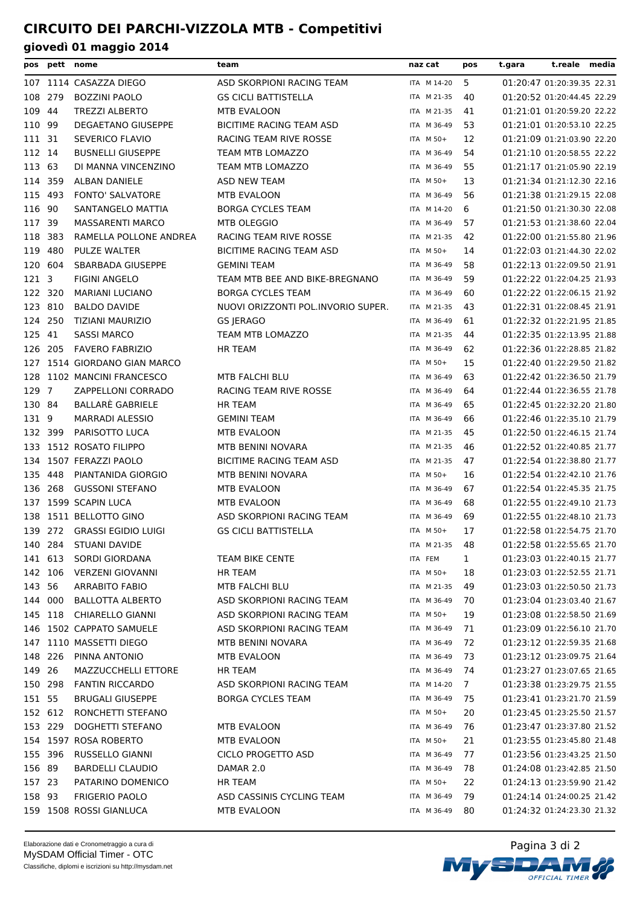# CIRCUITO DEI PARCHI-VIZZOLA MTB - Competitivi

## giovedì 01 maggio 2014

| pos | pett | nome | team | naz | cat | pos | t.gara | t.reale | media |
|---|---|---|---|---|---|---|---|---|---|
| 107 | 1114 | CASAZZA DIEGO | ASD SKORPIONI RACING TEAM | ITA | M 14-20 | 5 | 01:20:47 | 01:20:39.35 | 22.31 |
| 108 | 279 | BOZZINI PAOLO | GS CICLI BATTISTELLA | ITA | M 21-35 | 40 | 01:20:52 | 01:20:44.45 | 22.29 |
| 109 | 44 | TREZZI ALBERTO | MTB EVALOON | ITA | M 21-35 | 41 | 01:21:01 | 01:20:59.20 | 22.22 |
| 110 | 99 | DEGAETANO GIUSEPPE | BICITIME RACING TEAM ASD | ITA | M 36-49 | 53 | 01:21:01 | 01:20:53.10 | 22.25 |
| 111 | 31 | SEVERICO FLAVIO | RACING TEAM RIVE ROSSE | ITA | M 50+ | 12 | 01:21:09 | 01:21:03.90 | 22.20 |
| 112 | 14 | BUSNELLI GIUSEPPE | TEAM MTB LOMAZZO | ITA | M 36-49 | 54 | 01:21:10 | 01:20:58.55 | 22.22 |
| 113 | 63 | DI MANNA VINCENZINO | TEAM MTB LOMAZZO | ITA | M 36-49 | 55 | 01:21:17 | 01:21:05.90 | 22.19 |
| 114 | 359 | ALBAN DANIELE | ASD NEW TEAM | ITA | M 50+ | 13 | 01:21:34 | 01:21:12.30 | 22.16 |
| 115 | 493 | FONTO' SALVATORE | MTB EVALOON | ITA | M 36-49 | 56 | 01:21:38 | 01:21:29.15 | 22.08 |
| 116 | 90 | SANTANGELO MATTIA | BORGA CYCLES TEAM | ITA | M 14-20 | 6 | 01:21:50 | 01:21:30.30 | 22.08 |
| 117 | 39 | MASSARENTI MARCO | MTB OLEGGIO | ITA | M 36-49 | 57 | 01:21:53 | 01:21:38.60 | 22.04 |
| 118 | 383 | RAMELLA POLLONE ANDREA | RACING TEAM RIVE ROSSE | ITA | M 21-35 | 42 | 01:22:00 | 01:21:55.80 | 21.96 |
| 119 | 480 | PULZE WALTER | BICITIME RACING TEAM ASD | ITA | M 50+ | 14 | 01:22:03 | 01:21:44.30 | 22.02 |
| 120 | 604 | SBARBADA GIUSEPPE | GEMINI TEAM | ITA | M 36-49 | 58 | 01:22:13 | 01:22:09.50 | 21.91 |
| 121 | 3 | FIGINI ANGELO | TEAM MTB BEE AND BIKE-BREGNANO | ITA | M 36-49 | 59 | 01:22:22 | 01:22:04.25 | 21.93 |
| 122 | 320 | MARIANI LUCIANO | BORGA CYCLES TEAM | ITA | M 36-49 | 60 | 01:22:22 | 01:22:06.15 | 21.92 |
| 123 | 810 | BALDO DAVIDE | NUOVI ORIZZONTI POL.INVORIO SUPER. | ITA | M 21-35 | 43 | 01:22:31 | 01:22:08.45 | 21.91 |
| 124 | 250 | TIZIANI MAURIZIO | GS JERAGO | ITA | M 36-49 | 61 | 01:22:32 | 01:22:21.95 | 21.85 |
| 125 | 41 | SASSI MARCO | TEAM MTB LOMAZZO | ITA | M 21-35 | 44 | 01:22:35 | 01:22:13.95 | 21.88 |
| 126 | 205 | FAVERO FABRIZIO | HR TEAM | ITA | M 36-49 | 62 | 01:22:36 | 01:22:28.85 | 21.82 |
| 127 | 1514 | GIORDANO GIAN MARCO | | ITA | M 50+ | 15 | 01:22:40 | 01:22:29.50 | 21.82 |
| 128 | 1102 | MANCINI FRANCESCO | MTB FALCHI BLU | ITA | M 36-49 | 63 | 01:22:42 | 01:22:36.50 | 21.79 |
| 129 | 7 | ZAPPELLONI CORRADO | RACING TEAM RIVE ROSSE | ITA | M 36-49 | 64 | 01:22:44 | 01:22:36.55 | 21.78 |
| 130 | 84 | BALLARÈ GABRIELE | HR TEAM | ITA | M 36-49 | 65 | 01:22:45 | 01:22:32.20 | 21.80 |
| 131 | 9 | MARRADI ALESSIO | GEMINI TEAM | ITA | M 36-49 | 66 | 01:22:46 | 01:22:35.10 | 21.79 |
| 132 | 399 | PARISOTTO LUCA | MTB EVALOON | ITA | M 21-35 | 45 | 01:22:50 | 01:22:46.15 | 21.74 |
| 133 | 1512 | ROSATO FILIPPO | MTB BENINI NOVARA | ITA | M 21-35 | 46 | 01:22:52 | 01:22:40.85 | 21.77 |
| 134 | 1507 | FERAZZI PAOLO | BICITIME RACING TEAM ASD | ITA | M 21-35 | 47 | 01:22:54 | 01:22:38.80 | 21.77 |
| 135 | 448 | PIANTANIDA GIORGIO | MTB BENINI NOVARA | ITA | M 50+ | 16 | 01:22:54 | 01:22:42.10 | 21.76 |
| 136 | 268 | GUSSONI STEFANO | MTB EVALOON | ITA | M 36-49 | 67 | 01:22:54 | 01:22:45.35 | 21.75 |
| 137 | 1599 | SCAPIN LUCA | MTB EVALOON | ITA | M 36-49 | 68 | 01:22:55 | 01:22:49.10 | 21.73 |
| 138 | 1511 | BELLOTTO GINO | ASD SKORPIONI RACING TEAM | ITA | M 36-49 | 69 | 01:22:55 | 01:22:48.10 | 21.73 |
| 139 | 272 | GRASSI EGIDIO LUIGI | GS CICLI BATTISTELLA | ITA | M 50+ | 17 | 01:22:58 | 01:22:54.75 | 21.70 |
| 140 | 284 | STUANI DAVIDE | | ITA | M 21-35 | 48 | 01:22:58 | 01:22:55.65 | 21.70 |
| 141 | 613 | SORDI GIORDANA | TEAM BIKE CENTE | ITA | FEM | 1 | 01:23:03 | 01:22:40.15 | 21.77 |
| 142 | 106 | VERZENI GIOVANNI | HR TEAM | ITA | M 50+ | 18 | 01:23:03 | 01:22:52.55 | 21.71 |
| 143 | 56 | ARRABITO FABIO | MTB FALCHI BLU | ITA | M 21-35 | 49 | 01:23:03 | 01:22:50.50 | 21.73 |
| 144 | 000 | BALLOTTA ALBERTO | ASD SKORPIONI RACING TEAM | ITA | M 36-49 | 70 | 01:23:04 | 01:23:03.40 | 21.67 |
| 145 | 118 | CHIARELLO GIANNI | ASD SKORPIONI RACING TEAM | ITA | M 50+ | 19 | 01:23:08 | 01:22:58.50 | 21.69 |
| 146 | 1502 | CAPPATO SAMUELE | ASD SKORPIONI RACING TEAM | ITA | M 36-49 | 71 | 01:23:09 | 01:22:56.10 | 21.70 |
| 147 | 1110 | MASSETTI DIEGO | MTB BENINI NOVARA | ITA | M 36-49 | 72 | 01:23:12 | 01:22:59.35 | 21.68 |
| 148 | 226 | PINNA ANTONIO | MTB EVALOON | ITA | M 36-49 | 73 | 01:23:12 | 01:23:09.75 | 21.64 |
| 149 | 26 | MAZZUCCHELLI ETTORE | HR TEAM | ITA | M 36-49 | 74 | 01:23:27 | 01:23:07.65 | 21.65 |
| 150 | 298 | FANTIN RICCARDO | ASD SKORPIONI RACING TEAM | ITA | M 14-20 | 7 | 01:23:38 | 01:23:29.75 | 21.55 |
| 151 | 55 | BRUGALI GIUSEPPE | BORGA CYCLES TEAM | ITA | M 36-49 | 75 | 01:23:41 | 01:23:21.70 | 21.59 |
| 152 | 612 | RONCHETTI STEFANO | | ITA | M 50+ | 20 | 01:23:45 | 01:23:25.50 | 21.57 |
| 153 | 229 | DOGHETTI STEFANO | MTB EVALOON | ITA | M 36-49 | 76 | 01:23:47 | 01:23:37.80 | 21.52 |
| 154 | 1597 | ROSA ROBERTO | MTB EVALOON | ITA | M 50+ | 21 | 01:23:55 | 01:23:45.80 | 21.48 |
| 155 | 396 | RUSSELLO GIANNI | CICLO PROGETTO ASD | ITA | M 36-49 | 77 | 01:23:56 | 01:23:43.25 | 21.50 |
| 156 | 89 | BARDELLI CLAUDIO | DAMAR 2.0 | ITA | M 36-49 | 78 | 01:24:08 | 01:23:42.85 | 21.50 |
| 157 | 23 | PATARINO DOMENICO | HR TEAM | ITA | M 50+ | 22 | 01:24:13 | 01:23:59.90 | 21.42 |
| 158 | 93 | FRIGERIO PAOLO | ASD CASSINIS CYCLING TEAM | ITA | M 36-49 | 79 | 01:24:14 | 01:24:00.25 | 21.42 |
| 159 | 1508 | ROSSI GIANLUCA | MTB EVALOON | ITA | M 36-49 | 80 | 01:24:32 | 01:24:23.30 | 21.32 |

Elaborazione dati e Cronometraggio a cura di
MySDAM Official Timer - OTC
Classifiche, diplomi e iscrizioni su http://mysdam.net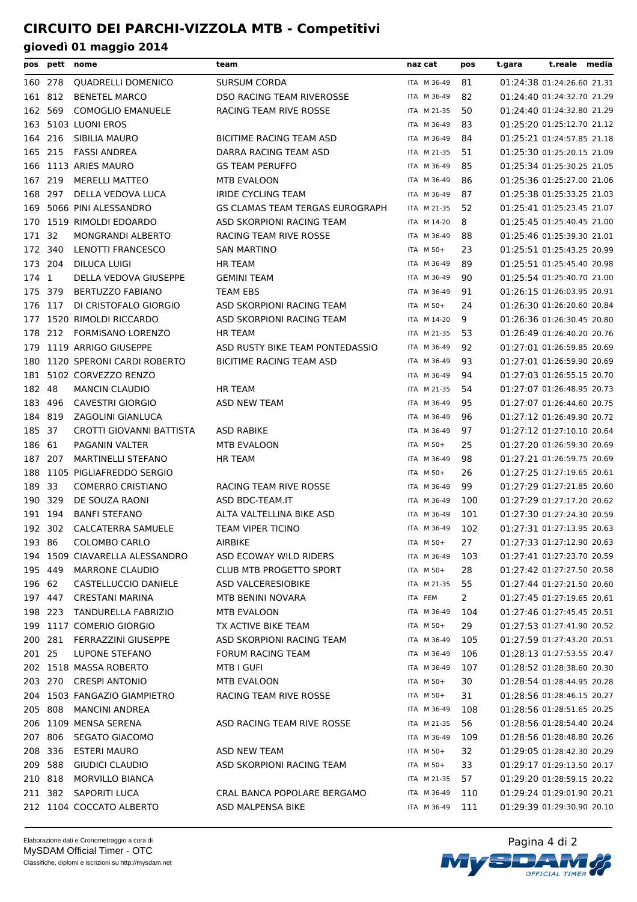# CIRCUITO DEI PARCHI-VIZZOLA MTB - Competitivi

## giovedì 01 maggio 2014

| pos | pett | nome | team | naz | cat | pos | t.gara | t.reale | media |
|---|---|---|---|---|---|---|---|---|---|
| 160 | 278 | QUADRELLI DOMENICO | SURSUM CORDA | ITA | M 36-49 | 81 | 01:24:38 | 01:24:26.60 | 21.31 |
| 161 | 812 | BENETEL MARCO | DSO RACING TEAM RIVEROSSE | ITA | M 36-49 | 82 | 01:24:40 | 01:24:32.70 | 21.29 |
| 162 | 569 | COMOGLIO EMANUELE | RACING TEAM RIVE ROSSE | ITA | M 21-35 | 50 | 01:24:40 | 01:24:32.80 | 21.29 |
| 163 | 5103 | LUONI EROS | | ITA | M 36-49 | 83 | 01:25:20 | 01:25:12.70 | 21.12 |
| 164 | 216 | SIBILIA MAURO | BICITIME RACING TEAM ASD | ITA | M 36-49 | 84 | 01:25:21 | 01:24:57.85 | 21.18 |
| 165 | 215 | FASSI ANDREA | DARRA RACING TEAM ASD | ITA | M 21-35 | 51 | 01:25:30 | 01:25:20.15 | 21.09 |
| 166 | 1113 | ARIES MAURO | GS TEAM PERUFFO | ITA | M 36-49 | 85 | 01:25:34 | 01:25:30.25 | 21.05 |
| 167 | 219 | MERELLI MATTEO | MTB EVALOON | ITA | M 36-49 | 86 | 01:25:36 | 01:25:27.00 | 21.06 |
| 168 | 297 | DELLA VEDOVA LUCA | IRIDE CYCLING TEAM | ITA | M 36-49 | 87 | 01:25:38 | 01:25:33.25 | 21.03 |
| 169 | 5066 | PINI ALESSANDRO | GS CLAMAS TEAM TERGAS EUROGRAPH | ITA | M 21-35 | 52 | 01:25:41 | 01:25:23.45 | 21.07 |
| 170 | 1519 | RIMOLDI EDOARDO | ASD SKORPIONI RACING TEAM | ITA | M 14-20 | 8 | 01:25:45 | 01:25:40.45 | 21.00 |
| 171 | 32 | MONGRANDI ALBERTO | RACING TEAM RIVE ROSSE | ITA | M 36-49 | 88 | 01:25:46 | 01:25:39.30 | 21.01 |
| 172 | 340 | LENOTTI FRANCESCO | SAN MARTINO | ITA | M 50+ | 23 | 01:25:51 | 01:25:43.25 | 20.99 |
| 173 | 204 | DILUCA LUIGI | HR TEAM | ITA | M 36-49 | 89 | 01:25:51 | 01:25:45.40 | 20.98 |
| 174 | 1 | DELLA VEDOVA GIUSEPPE | GEMINI TEAM | ITA | M 36-49 | 90 | 01:25:54 | 01:25:40.70 | 21.00 |
| 175 | 379 | BERTUZZO FABIANO | TEAM EBS | ITA | M 36-49 | 91 | 01:26:15 | 01:26:03.95 | 20.91 |
| 176 | 117 | DI CRISTOFALO GIORGIO | ASD SKORPIONI RACING TEAM | ITA | M 50+ | 24 | 01:26:30 | 01:26:20.60 | 20.84 |
| 177 | 1520 | RIMOLDI RICCARDO | ASD SKORPIONI RACING TEAM | ITA | M 14-20 | 9 | 01:26:36 | 01:26:30.45 | 20.80 |
| 178 | 212 | FORMISANO LORENZO | HR TEAM | ITA | M 21-35 | 53 | 01:26:49 | 01:26:40.20 | 20.76 |
| 179 | 1119 | ARRIGO GIUSEPPE | ASD RUSTY BIKE TEAM PONTEDASSIO | ITA | M 36-49 | 92 | 01:27:01 | 01:26:59.85 | 20.69 |
| 180 | 1120 | SPERONI CARDI ROBERTO | BICITIME RACING TEAM ASD | ITA | M 36-49 | 93 | 01:27:01 | 01:26:59.90 | 20.69 |
| 181 | 5102 | CORVEZZO RENZO | | ITA | M 36-49 | 94 | 01:27:03 | 01:26:55.15 | 20.70 |
| 182 | 48 | MANCIN CLAUDIO | HR TEAM | ITA | M 21-35 | 54 | 01:27:07 | 01:26:48.95 | 20.73 |
| 183 | 496 | CAVESTRI GIORGIO | ASD NEW TEAM | ITA | M 36-49 | 95 | 01:27:07 | 01:26:44.60 | 20.75 |
| 184 | 819 | ZAGOLINI GIANLUCA | | ITA | M 36-49 | 96 | 01:27:12 | 01:26:49.90 | 20.72 |
| 185 | 37 | CROTTI GIOVANNI BATTISTA | ASD RABIKE | ITA | M 36-49 | 97 | 01:27:12 | 01:27:10.10 | 20.64 |
| 186 | 61 | PAGANIN VALTER | MTB EVALOON | ITA | M 50+ | 25 | 01:27:20 | 01:26:59.30 | 20.69 |
| 187 | 207 | MARTINELLI STEFANO | HR TEAM | ITA | M 36-49 | 98 | 01:27:21 | 01:26:59.75 | 20.69 |
| 188 | 1105 | PIGLIAFREDDO SERGIO | | ITA | M 50+ | 26 | 01:27:25 | 01:27:19.65 | 20.61 |
| 189 | 33 | COMERRO CRISTIANO | RACING TEAM RIVE ROSSE | ITA | M 36-49 | 99 | 01:27:29 | 01:27:21.85 | 20.60 |
| 190 | 329 | DE SOUZA RAONI | ASD BDC-TEAM.IT | ITA | M 36-49 | 100 | 01:27:29 | 01:27:17.20 | 20.62 |
| 191 | 194 | BANFI STEFANO | ALTA VALTELLINA BIKE ASD | ITA | M 36-49 | 101 | 01:27:30 | 01:27:24.30 | 20.59 |
| 192 | 302 | CALCATERRA SAMUELE | TEAM VIPER TICINO | ITA | M 36-49 | 102 | 01:27:31 | 01:27:13.95 | 20.63 |
| 193 | 86 | COLOMBO CARLO | AIRBIKE | ITA | M 50+ | 27 | 01:27:33 | 01:27:12.90 | 20.63 |
| 194 | 1509 | CIAVARELLA ALESSANDRO | ASD ECOWAY WILD RIDERS | ITA | M 36-49 | 103 | 01:27:41 | 01:27:23.70 | 20.59 |
| 195 | 449 | MARRONE CLAUDIO | CLUB MTB PROGETTO SPORT | ITA | M 50+ | 28 | 01:27:42 | 01:27:27.50 | 20.58 |
| 196 | 62 | CASTELLUCCIO DANIELE | ASD VALCERESIOBIKE | ITA | M 21-35 | 55 | 01:27:44 | 01:27:21.50 | 20.60 |
| 197 | 447 | CRESTANI MARINA | MTB BENINI NOVARA | ITA | FEM | 2 | 01:27:45 | 01:27:19.65 | 20.61 |
| 198 | 223 | TANDURELLA FABRIZIO | MTB EVALOON | ITA | M 36-49 | 104 | 01:27:46 | 01:27:45.45 | 20.51 |
| 199 | 1117 | COMERIO GIORGIO | TX ACTIVE BIKE TEAM | ITA | M 50+ | 29 | 01:27:53 | 01:27:41.90 | 20.52 |
| 200 | 281 | FERRAZZINI GIUSEPPE | ASD SKORPIONI RACING TEAM | ITA | M 36-49 | 105 | 01:27:59 | 01:27:43.20 | 20.51 |
| 201 | 25 | LUPONE STEFANO | FORUM RACING TEAM | ITA | M 36-49 | 106 | 01:28:13 | 01:27:53.55 | 20.47 |
| 202 | 1518 | MASSA ROBERTO | MTB I GUFI | ITA | M 36-49 | 107 | 01:28:52 | 01:28:38.60 | 20.30 |
| 203 | 270 | CRESPI ANTONIO | MTB EVALOON | ITA | M 50+ | 30 | 01:28:54 | 01:28:44.95 | 20.28 |
| 204 | 1503 | FANGAZIO GIAMPIETRO | RACING TEAM RIVE ROSSE | ITA | M 50+ | 31 | 01:28:56 | 01:28:46.15 | 20.27 |
| 205 | 808 | MANCINI ANDREA | | ITA | M 36-49 | 108 | 01:28:56 | 01:28:51.65 | 20.25 |
| 206 | 1109 | MENSA SERENA | ASD RACING TEAM RIVE ROSSE | ITA | M 21-35 | 56 | 01:28:56 | 01:28:54.40 | 20.24 |
| 207 | 806 | SEGATO GIACOMO | | ITA | M 36-49 | 109 | 01:28:56 | 01:28:48.80 | 20.26 |
| 208 | 336 | ESTERI MAURO | ASD NEW TEAM | ITA | M 50+ | 32 | 01:29:05 | 01:28:42.30 | 20.29 |
| 209 | 588 | GIUDICI CLAUDIO | ASD SKORPIONI RACING TEAM | ITA | M 50+ | 33 | 01:29:17 | 01:29:13.50 | 20.17 |
| 210 | 818 | MORVILLO BIANCA | | ITA | M 21-35 | 57 | 01:29:20 | 01:28:59.15 | 20.22 |
| 211 | 382 | SAPORITI LUCA | CRAL BANCA POPOLARE BERGAMO | ITA | M 36-49 | 110 | 01:29:24 | 01:29:01.90 | 20.21 |
| 212 | 1104 | COCCATO ALBERTO | ASD MALPENSA BIKE | ITA | M 36-49 | 111 | 01:29:39 | 01:29:30.90 | 20.10 |

Elaborazione dati e Cronometraggio a cura di
MySDAM Official Timer - OTC
Classifiche, diplomi e iscrizioni su http://mysdam.net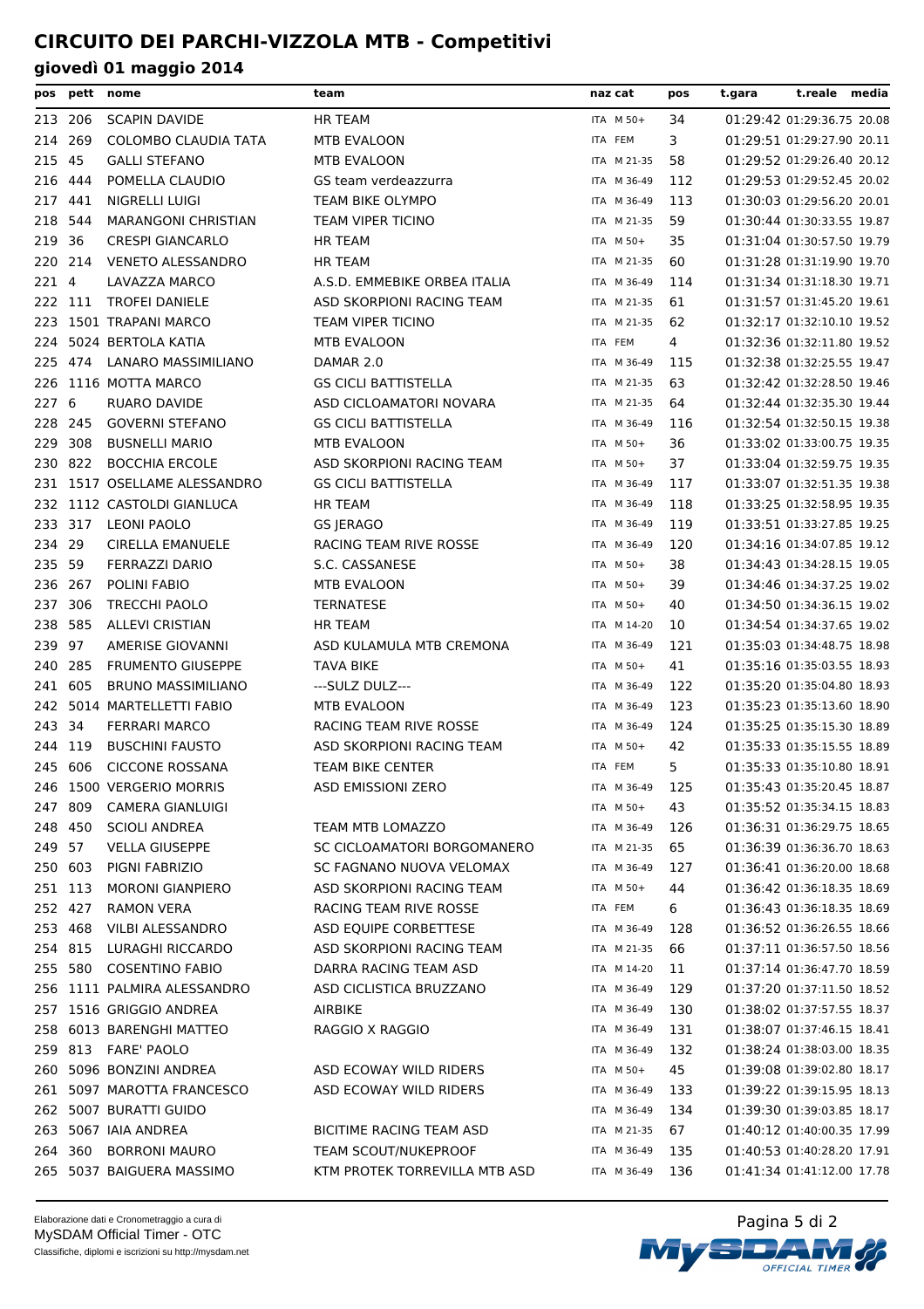# CIRCUITO DEI PARCHI-VIZZOLA MTB - Competitivi

## giovedì 01 maggio 2014

| pos | pett | nome | team | naz | cat | pos | t.gara | t.reale | media |
|---|---|---|---|---|---|---|---|---|---|
| 213 | 206 | SCAPIN DAVIDE | HR TEAM | ITA | M 50+ | 34 | 01:29:42 | 01:29:36.75 | 20.08 |
| 214 | 269 | COLOMBO CLAUDIA TATA | MTB EVALOON | ITA | FEM | 3 | 01:29:51 | 01:29:27.90 | 20.11 |
| 215 | 45 | GALLI STEFANO | MTB EVALOON | ITA | M 21-35 | 58 | 01:29:52 | 01:29:26.40 | 20.12 |
| 216 | 444 | POMELLA CLAUDIO | GS team verdeazzurra | ITA | M 36-49 | 112 | 01:29:53 | 01:29:52.45 | 20.02 |
| 217 | 441 | NIGRELLI LUIGI | TEAM BIKE OLYMPO | ITA | M 36-49 | 113 | 01:30:03 | 01:29:56.20 | 20.01 |
| 218 | 544 | MARANGONI CHRISTIAN | TEAM VIPER TICINO | ITA | M 21-35 | 59 | 01:30:44 | 01:30:33.55 | 19.87 |
| 219 | 36 | CRESPI GIANCARLO | HR TEAM | ITA | M 50+ | 35 | 01:31:04 | 01:30:57.50 | 19.79 |
| 220 | 214 | VENETO ALESSANDRO | HR TEAM | ITA | M 21-35 | 60 | 01:31:28 | 01:31:19.90 | 19.70 |
| 221 | 4 | LAVAZZA MARCO | A.S.D. EMMEBIKE ORBEA ITALIA | ITA | M 36-49 | 114 | 01:31:34 | 01:31:18.30 | 19.71 |
| 222 | 111 | TROFEI DANIELE | ASD SKORPIONI RACING TEAM | ITA | M 21-35 | 61 | 01:31:57 | 01:31:45.20 | 19.61 |
| 223 | 1501 | TRAPANI MARCO | TEAM VIPER TICINO | ITA | M 21-35 | 62 | 01:32:17 | 01:32:10.10 | 19.52 |
| 224 | 5024 | BERTOLA KATIA | MTB EVALOON | ITA | FEM | 4 | 01:32:36 | 01:32:11.80 | 19.52 |
| 225 | 474 | LANARO MASSIMILIANO | DAMAR 2.0 | ITA | M 36-49 | 115 | 01:32:38 | 01:32:25.55 | 19.47 |
| 226 | 1116 | MOTTA MARCO | GS CICLI BATTISTELLA | ITA | M 21-35 | 63 | 01:32:42 | 01:32:28.50 | 19.46 |
| 227 | 6 | RUARO DAVIDE | ASD CICLOAMATORI NOVARA | ITA | M 21-35 | 64 | 01:32:44 | 01:32:35.30 | 19.44 |
| 228 | 245 | GOVERNI STEFANO | GS CICLI BATTISTELLA | ITA | M 36-49 | 116 | 01:32:54 | 01:32:50.15 | 19.38 |
| 229 | 308 | BUSNELLI MARIO | MTB EVALOON | ITA | M 50+ | 36 | 01:33:02 | 01:33:00.75 | 19.35 |
| 230 | 822 | BOCCHIA ERCOLE | ASD SKORPIONI RACING TEAM | ITA | M 50+ | 37 | 01:33:04 | 01:32:59.75 | 19.35 |
| 231 | 1517 | OSELLAME ALESSANDRO | GS CICLI BATTISTELLA | ITA | M 36-49 | 117 | 01:33:07 | 01:32:51.35 | 19.38 |
| 232 | 1112 | CASTOLDI GIANLUCA | HR TEAM | ITA | M 36-49 | 118 | 01:33:25 | 01:32:58.95 | 19.35 |
| 233 | 317 | LEONI PAOLO | GS JERAGO | ITA | M 36-49 | 119 | 01:33:51 | 01:33:27.85 | 19.25 |
| 234 | 29 | CIRELLA EMANUELE | RACING TEAM RIVE ROSSE | ITA | M 36-49 | 120 | 01:34:16 | 01:34:07.85 | 19.12 |
| 235 | 59 | FERRAZZI DARIO | S.C. CASSANESE | ITA | M 50+ | 38 | 01:34:43 | 01:34:28.15 | 19.05 |
| 236 | 267 | POLINI FABIO | MTB EVALOON | ITA | M 50+ | 39 | 01:34:46 | 01:34:37.25 | 19.02 |
| 237 | 306 | TRECCHI PAOLO | TERNATESE | ITA | M 50+ | 40 | 01:34:50 | 01:34:36.15 | 19.02 |
| 238 | 585 | ALLEVI CRISTIAN | HR TEAM | ITA | M 14-20 | 10 | 01:34:54 | 01:34:37.65 | 19.02 |
| 239 | 97 | AMERISE GIOVANNI | ASD KULAMULA MTB CREMONA | ITA | M 36-49 | 121 | 01:35:03 | 01:34:48.75 | 18.98 |
| 240 | 285 | FRUMENTO GIUSEPPE | TAVA BIKE | ITA | M 50+ | 41 | 01:35:16 | 01:35:03.55 | 18.93 |
| 241 | 605 | BRUNO MASSIMILIANO | ---SULZ DULZ--- | ITA | M 36-49 | 122 | 01:35:20 | 01:35:04.80 | 18.93 |
| 242 | 5014 | MARTELLETTI FABIO | MTB EVALOON | ITA | M 36-49 | 123 | 01:35:23 | 01:35:13.60 | 18.90 |
| 243 | 34 | FERRARI MARCO | RACING TEAM RIVE ROSSE | ITA | M 36-49 | 124 | 01:35:25 | 01:35:15.30 | 18.89 |
| 244 | 119 | BUSCHINI FAUSTO | ASD SKORPIONI RACING TEAM | ITA | M 50+ | 42 | 01:35:33 | 01:35:15.55 | 18.89 |
| 245 | 606 | CICCONE ROSSANA | TEAM BIKE CENTER | ITA | FEM | 5 | 01:35:33 | 01:35:10.80 | 18.91 |
| 246 | 1500 | VERGERIO MORRIS | ASD EMISSIONI ZERO | ITA | M 36-49 | 125 | 01:35:43 | 01:35:20.45 | 18.87 |
| 247 | 809 | CAMERA GIANLUIGI | | ITA | M 50+ | 43 | 01:35:52 | 01:35:34.15 | 18.83 |
| 248 | 450 | SCIOLI ANDREA | TEAM MTB LOMAZZO | ITA | M 36-49 | 126 | 01:36:31 | 01:36:29.75 | 18.65 |
| 249 | 57 | VELLA GIUSEPPE | SC CICLOAMATORI BORGOMANERO | ITA | M 21-35 | 65 | 01:36:39 | 01:36:36.70 | 18.63 |
| 250 | 603 | PIGNI FABRIZIO | SC FAGNANO NUOVA VELOMAX | ITA | M 36-49 | 127 | 01:36:41 | 01:36:20.00 | 18.68 |
| 251 | 113 | MORONI GIANPIERO | ASD SKORPIONI RACING TEAM | ITA | M 50+ | 44 | 01:36:42 | 01:36:18.35 | 18.69 |
| 252 | 427 | RAMON VERA | RACING TEAM RIVE ROSSE | ITA | FEM | 6 | 01:36:43 | 01:36:18.35 | 18.69 |
| 253 | 468 | VILBI ALESSANDRO | ASD EQUIPE CORBETTESE | ITA | M 36-49 | 128 | 01:36:52 | 01:36:26.55 | 18.66 |
| 254 | 815 | LURAGHI RICCARDO | ASD SKORPIONI RACING TEAM | ITA | M 21-35 | 66 | 01:37:11 | 01:36:57.50 | 18.56 |
| 255 | 580 | COSENTINO FABIO | DARRA RACING TEAM ASD | ITA | M 14-20 | 11 | 01:37:14 | 01:36:47.70 | 18.59 |
| 256 | 1111 | PALMIRA ALESSANDRO | ASD CICLISTICA BRUZZANO | ITA | M 36-49 | 129 | 01:37:20 | 01:37:11.50 | 18.52 |
| 257 | 1516 | GRIGGIO ANDREA | AIRBIKE | ITA | M 36-49 | 130 | 01:38:02 | 01:37:57.55 | 18.37 |
| 258 | 6013 | BARENGHI MATTEO | RAGGIO X RAGGIO | ITA | M 36-49 | 131 | 01:38:07 | 01:37:46.15 | 18.41 |
| 259 | 813 | FARE' PAOLO | | ITA | M 36-49 | 132 | 01:38:24 | 01:38:03.00 | 18.35 |
| 260 | 5096 | BONZINI ANDREA | ASD ECOWAY WILD RIDERS | ITA | M 50+ | 45 | 01:39:08 | 01:39:02.80 | 18.17 |
| 261 | 5097 | MAROTTA FRANCESCO | ASD ECOWAY WILD RIDERS | ITA | M 36-49 | 133 | 01:39:22 | 01:39:15.95 | 18.13 |
| 262 | 5007 | BURATTI GUIDO | | ITA | M 36-49 | 134 | 01:39:30 | 01:39:03.85 | 18.17 |
| 263 | 5067 | IAIA ANDREA | BICITIME RACING TEAM ASD | ITA | M 21-35 | 67 | 01:40:12 | 01:40:00.35 | 17.99 |
| 264 | 360 | BORRONI MAURO | TEAM SCOUT/NUKEPROOF | ITA | M 36-49 | 135 | 01:40:53 | 01:40:28.20 | 17.91 |
| 265 | 5037 | BAIGUERA MASSIMO | KTM PROTEK TORREVILLA MTB ASD | ITA | M 36-49 | 136 | 01:41:34 | 01:41:12.00 | 17.78 |

Elaborazione dati e Cronometraggio a cura di
MySDAM Official Timer - OTC
Classifiche, diplomi e iscrizioni su http://mysdam.net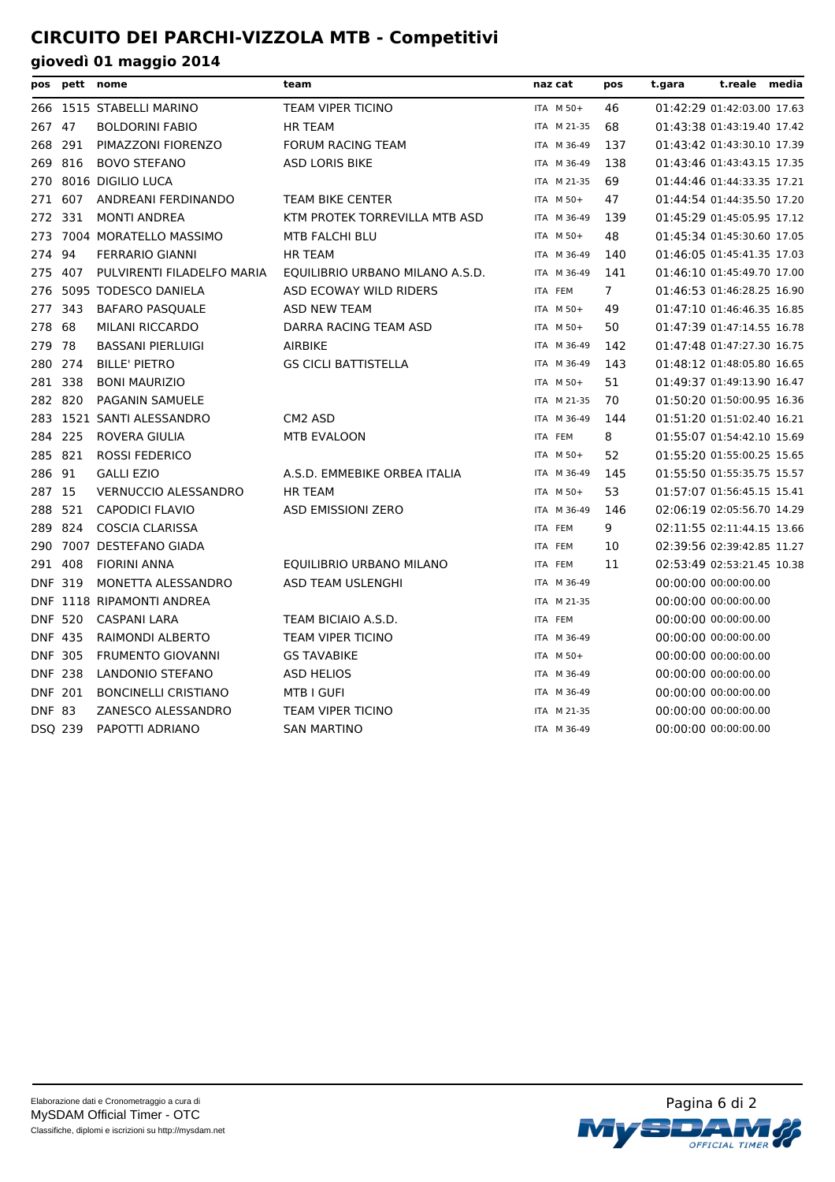# CIRCUITO DEI PARCHI-VIZZOLA MTB - Competitivi

## giovedì 01 maggio 2014

| pos | pett | nome | team | naz | cat | pos | t.gara | t.reale | media |
|---|---|---|---|---|---|---|---|---|---|
| 266 | 1515 | STABELLI MARINO | TEAM VIPER TICINO | ITA | M 50+ | 46 | 01:42:29 | 01:42:03.00 | 17.63 |
| 267 | 47 | BOLDORINI FABIO | HR TEAM | ITA | M 21-35 | 68 | 01:43:38 | 01:43:19.40 | 17.42 |
| 268 | 291 | PIMAZZONI FIORENZO | FORUM RACING TEAM | ITA | M 36-49 | 137 | 01:43:42 | 01:43:30.10 | 17.39 |
| 269 | 816 | BOVO STEFANO | ASD LORIS BIKE | ITA | M 36-49 | 138 | 01:43:46 | 01:43:43.15 | 17.35 |
| 270 | 8016 | DIGILIO LUCA | | ITA | M 21-35 | 69 | 01:44:46 | 01:44:33.35 | 17.21 |
| 271 | 607 | ANDREANI FERDINANDO | TEAM BIKE CENTER | ITA | M 50+ | 47 | 01:44:54 | 01:44:35.50 | 17.20 |
| 272 | 331 | MONTI ANDREA | KTM PROTEK TORREVILLA MTB ASD | ITA | M 36-49 | 139 | 01:45:29 | 01:45:05.95 | 17.12 |
| 273 | 7004 | MORATELLO MASSIMO | MTB FALCHI BLU | ITA | M 50+ | 48 | 01:45:34 | 01:45:30.60 | 17.05 |
| 274 | 94 | FERRARIO GIANNI | HR TEAM | ITA | M 36-49 | 140 | 01:46:05 | 01:45:41.35 | 17.03 |
| 275 | 407 | PULVIRENTI FILADELFO MARIA | EQUILIBRIO URBANO MILANO A.S.D. | ITA | M 36-49 | 141 | 01:46:10 | 01:45:49.70 | 17.00 |
| 276 | 5095 | TODESCO DANIELA | ASD ECOWAY WILD RIDERS | ITA | FEM | 7 | 01:46:53 | 01:46:28.25 | 16.90 |
| 277 | 343 | BAFARO PASQUALE | ASD NEW TEAM | ITA | M 50+ | 49 | 01:47:10 | 01:46:46.35 | 16.85 |
| 278 | 68 | MILANI RICCARDO | DARRA RACING TEAM ASD | ITA | M 50+ | 50 | 01:47:39 | 01:47:14.55 | 16.78 |
| 279 | 78 | BASSANI PIERLUIGI | AIRBIKE | ITA | M 36-49 | 142 | 01:47:48 | 01:47:27.30 | 16.75 |
| 280 | 274 | BILLE' PIETRO | GS CICLI BATTISTELLA | ITA | M 36-49 | 143 | 01:48:12 | 01:48:05.80 | 16.65 |
| 281 | 338 | BONI MAURIZIO | | ITA | M 50+ | 51 | 01:49:37 | 01:49:13.90 | 16.47 |
| 282 | 820 | PAGANIN SAMUELE | | ITA | M 21-35 | 70 | 01:50:20 | 01:50:00.95 | 16.36 |
| 283 | 1521 | SANTI ALESSANDRO | CM2 ASD | ITA | M 36-49 | 144 | 01:51:20 | 01:51:02.40 | 16.21 |
| 284 | 225 | ROVERA GIULIA | MTB EVALOON | ITA | FEM | 8 | 01:55:07 | 01:54:42.10 | 15.69 |
| 285 | 821 | ROSSI FEDERICO | | ITA | M 50+ | 52 | 01:55:20 | 01:55:00.25 | 15.65 |
| 286 | 91 | GALLI EZIO | A.S.D. EMMEBIKE ORBEA ITALIA | ITA | M 36-49 | 145 | 01:55:50 | 01:55:35.75 | 15.57 |
| 287 | 15 | VERNUCCIO ALESSANDRO | HR TEAM | ITA | M 50+ | 53 | 01:57:07 | 01:56:45.15 | 15.41 |
| 288 | 521 | CAPODICI FLAVIO | ASD EMISSIONI ZERO | ITA | M 36-49 | 146 | 02:06:19 | 02:05:56.70 | 14.29 |
| 289 | 824 | COSCIA CLARISSA | | ITA | FEM | 9 | 02:11:55 | 02:11:44.15 | 13.66 |
| 290 | 7007 | DESTEFANO GIADA | | ITA | FEM | 10 | 02:39:56 | 02:39:42.85 | 11.27 |
| 291 | 408 | FIORINI ANNA | EQUILIBRIO URBANO MILANO | ITA | FEM | 11 | 02:53:49 | 02:53:21.45 | 10.38 |
| DNF | 319 | MONETTA ALESSANDRO | ASD TEAM USLENGHI | ITA | M 36-49 | | 00:00:00 | 00:00:00.00 | |
| DNF | 1118 | RIPAMONTI ANDREA | | ITA | M 21-35 | | 00:00:00 | 00:00:00.00 | |
| DNF | 520 | CASPANI LARA | TEAM BICIAIO A.S.D. | ITA | FEM | | 00:00:00 | 00:00:00.00 | |
| DNF | 435 | RAIMONDI ALBERTO | TEAM VIPER TICINO | ITA | M 36-49 | | 00:00:00 | 00:00:00.00 | |
| DNF | 305 | FRUMENTO GIOVANNI | GS TAVABIKE | ITA | M 50+ | | 00:00:00 | 00:00:00.00 | |
| DNF | 238 | LANDONIO STEFANO | ASD HELIOS | ITA | M 36-49 | | 00:00:00 | 00:00:00.00 | |
| DNF | 201 | BONCINELLI CRISTIANO | MTB I GUFI | ITA | M 36-49 | | 00:00:00 | 00:00:00.00 | |
| DNF | 83 | ZANESCO ALESSANDRO | TEAM VIPER TICINO | ITA | M 21-35 | | 00:00:00 | 00:00:00.00 | |
| DSQ | 239 | PAPOTTI ADRIANO | SAN MARTINO | ITA | M 36-49 | | 00:00:00 | 00:00:00.00 | |

Elaborazione dati e Cronometraggio a cura di
MySDAM Official Timer - OTC
Classifiche, diplomi e iscrizioni su http://mysdam.net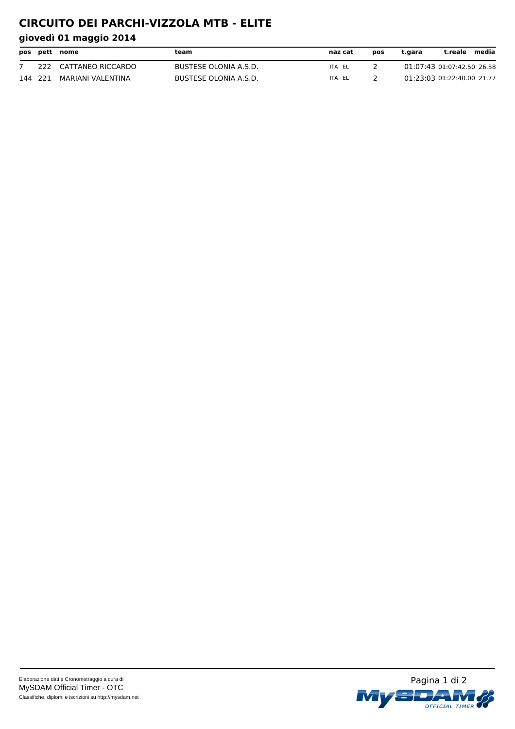# CIRCUITO DEI PARCHI-VIZZOLA MTB - ELITE

## giovedì 01 maggio 2014

| pos | pett | nome | team | naz | cat | pos | t.gara | t.reale | media |
|---|---|---|---|---|---|---|---|---|---|
| 7 | 222 | CATTANEO RICCARDO | BUSTESE OLONIA A.S.D. | ITA | EL | 2 | 01:07:43 | 01:07:42.50 | 26.58 |
| 144 | 221 | MARIANI VALENTINA | BUSTESE OLONIA A.S.D. | ITA | EL | 2 | 01:23:03 | 01:22:40.00 | 21.77 |

Elaborazione dati e Cronometraggio a cura di
MySDAM Official Timer - OTC
Classifiche, diplomi e iscrizioni su http://mysdam.net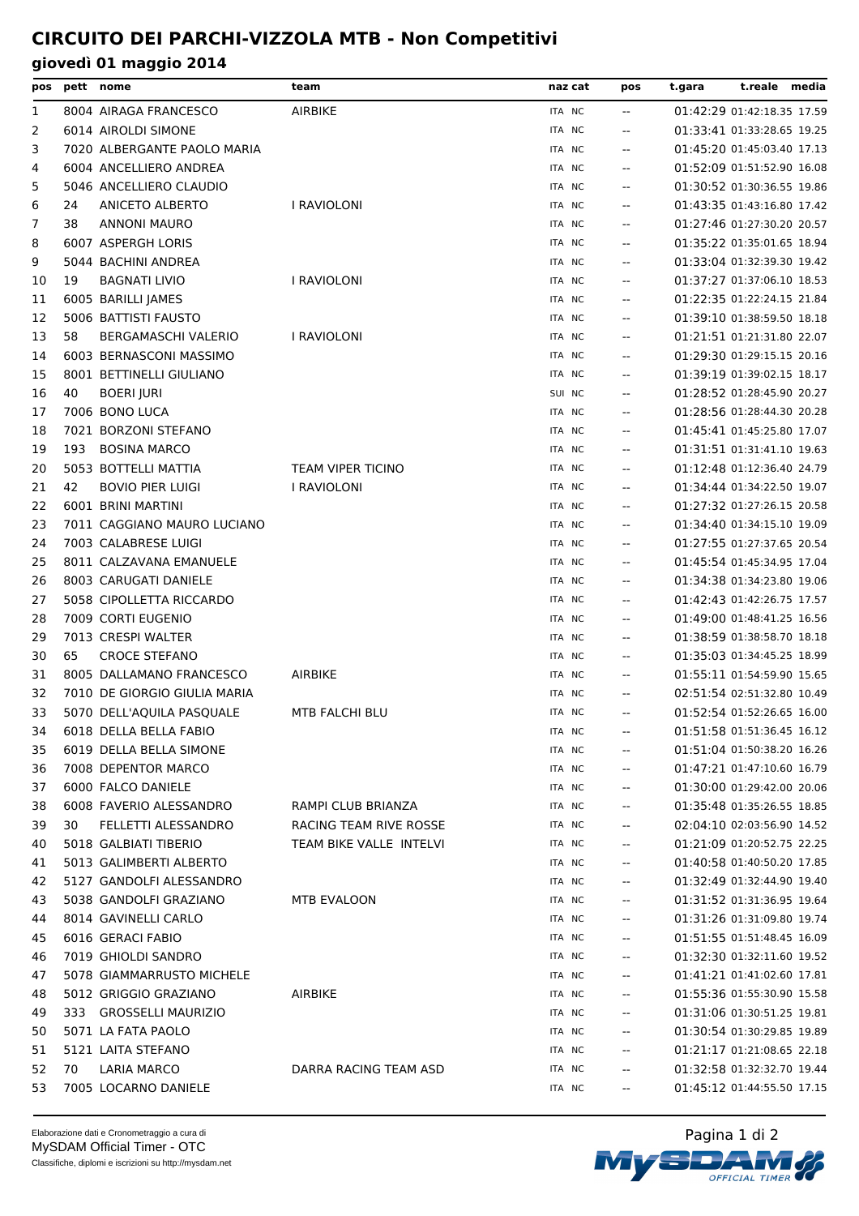# CIRCUITO DEI PARCHI-VIZZOLA MTB - Non Competitivi

## giovedì 01 maggio 2014

| pos | pett | nome | team | naz | cat | pos | t.gara | t.reale | media |
|---|---|---|---|---|---|---|---|---|---|
| 1 | 8004 | AIRAGA FRANCESCO | AIRBIKE | ITA | NC | -- | 01:42:29 | 01:42:18.35 | 17.59 |
| 2 | 6014 | AIROLDI SIMONE | | ITA | NC | -- | 01:33:41 | 01:33:28.65 | 19.25 |
| 3 | 7020 | ALBERGANTE PAOLO MARIA | | ITA | NC | -- | 01:45:20 | 01:45:03.40 | 17.13 |
| 4 | 6004 | ANCELLIERO ANDREA | | ITA | NC | -- | 01:52:09 | 01:51:52.90 | 16.08 |
| 5 | 5046 | ANCELLIERO CLAUDIO | | ITA | NC | -- | 01:30:52 | 01:30:36.55 | 19.86 |
| 6 | 24 | ANICETO ALBERTO | I RAVIOLONI | ITA | NC | -- | 01:43:35 | 01:43:16.80 | 17.42 |
| 7 | 38 | ANNONI MAURO | | ITA | NC | -- | 01:27:46 | 01:27:30.20 | 20.57 |
| 8 | 6007 | ASPERGH LORIS | | ITA | NC | -- | 01:35:22 | 01:35:01.65 | 18.94 |
| 9 | 5044 | BACHINI ANDREA | | ITA | NC | -- | 01:33:04 | 01:32:39.30 | 19.42 |
| 10 | 19 | BAGNATI LIVIO | I RAVIOLONI | ITA | NC | -- | 01:37:27 | 01:37:06.10 | 18.53 |
| 11 | 6005 | BARILLI JAMES | | ITA | NC | -- | 01:22:35 | 01:22:24.15 | 21.84 |
| 12 | 5006 | BATTISTI FAUSTO | | ITA | NC | -- | 01:39:10 | 01:38:59.50 | 18.18 |
| 13 | 58 | BERGAMASCHI VALERIO | I RAVIOLONI | ITA | NC | -- | 01:21:51 | 01:21:31.80 | 22.07 |
| 14 | 6003 | BERNASCONI MASSIMO | | ITA | NC | -- | 01:29:30 | 01:29:15.15 | 20.16 |
| 15 | 8001 | BETTINELLI GIULIANO | | ITA | NC | -- | 01:39:19 | 01:39:02.15 | 18.17 |
| 16 | 40 | BOERI JURI | | SUI | NC | -- | 01:28:52 | 01:28:45.90 | 20.27 |
| 17 | 7006 | BONO LUCA | | ITA | NC | -- | 01:28:56 | 01:28:44.30 | 20.28 |
| 18 | 7021 | BORZONI STEFANO | | ITA | NC | -- | 01:45:41 | 01:45:25.80 | 17.07 |
| 19 | 193 | BOSINA MARCO | | ITA | NC | -- | 01:31:51 | 01:31:41.10 | 19.63 |
| 20 | 5053 | BOTTELLI MATTIA | TEAM VIPER TICINO | ITA | NC | -- | 01:12:48 | 01:12:36.40 | 24.79 |
| 21 | 42 | BOVIO PIER LUIGI | I RAVIOLONI | ITA | NC | -- | 01:34:44 | 01:34:22.50 | 19.07 |
| 22 | 6001 | BRINI MARTINI | | ITA | NC | -- | 01:27:32 | 01:27:26.15 | 20.58 |
| 23 | 7011 | CAGGIANO MAURO LUCIANO | | ITA | NC | -- | 01:34:40 | 01:34:15.10 | 19.09 |
| 24 | 7003 | CALABRESE LUIGI | | ITA | NC | -- | 01:27:55 | 01:27:37.65 | 20.54 |
| 25 | 8011 | CALZAVANA EMANUELE | | ITA | NC | -- | 01:45:54 | 01:45:34.95 | 17.04 |
| 26 | 8003 | CARUGATI DANIELE | | ITA | NC | -- | 01:34:38 | 01:34:23.80 | 19.06 |
| 27 | 5058 | CIPOLLETTA RICCARDO | | ITA | NC | -- | 01:42:43 | 01:42:26.75 | 17.57 |
| 28 | 7009 | CORTI EUGENIO | | ITA | NC | -- | 01:49:00 | 01:48:41.25 | 16.56 |
| 29 | 7013 | CRESPI WALTER | | ITA | NC | -- | 01:38:59 | 01:38:58.70 | 18.18 |
| 30 | 65 | CROCE STEFANO | | ITA | NC | -- | 01:35:03 | 01:34:45.25 | 18.99 |
| 31 | 8005 | DALLAMANO FRANCESCO | AIRBIKE | ITA | NC | -- | 01:55:11 | 01:54:59.90 | 15.65 |
| 32 | 7010 | DE GIORGIO GIULIA MARIA | | ITA | NC | -- | 02:51:54 | 02:51:32.80 | 10.49 |
| 33 | 5070 | DELL'AQUILA PASQUALE | MTB FALCHI BLU | ITA | NC | -- | 01:52:54 | 01:52:26.65 | 16.00 |
| 34 | 6018 | DELLA BELLA FABIO | | ITA | NC | -- | 01:51:58 | 01:51:36.45 | 16.12 |
| 35 | 6019 | DELLA BELLA SIMONE | | ITA | NC | -- | 01:51:04 | 01:50:38.20 | 16.26 |
| 36 | 7008 | DEPENTOR MARCO | | ITA | NC | -- | 01:47:21 | 01:47:10.60 | 16.79 |
| 37 | 6000 | FALCO DANIELE | | ITA | NC | -- | 01:30:00 | 01:29:42.00 | 20.06 |
| 38 | 6008 | FAVERIO ALESSANDRO | RAMPI CLUB BRIANZA | ITA | NC | -- | 01:35:48 | 01:35:26.55 | 18.85 |
| 39 | 30 | FELLETTI ALESSANDRO | RACING TEAM RIVE ROSSE | ITA | NC | -- | 02:04:10 | 02:03:56.90 | 14.52 |
| 40 | 5018 | GALBIATI TIBERIO | TEAM BIKE VALLE INTELVI | ITA | NC | -- | 01:21:09 | 01:20:52.75 | 22.25 |
| 41 | 5013 | GALIMBERTI ALBERTO | | ITA | NC | -- | 01:40:58 | 01:40:50.20 | 17.85 |
| 42 | 5127 | GANDOLFI ALESSANDRO | | ITA | NC | -- | 01:32:49 | 01:32:44.90 | 19.40 |
| 43 | 5038 | GANDOLFI GRAZIANO | MTB EVALOON | ITA | NC | -- | 01:31:52 | 01:31:36.95 | 19.64 |
| 44 | 8014 | GAVINELLI CARLO | | ITA | NC | -- | 01:31:26 | 01:31:09.80 | 19.74 |
| 45 | 6016 | GERACI FABIO | | ITA | NC | -- | 01:51:55 | 01:51:48.45 | 16.09 |
| 46 | 7019 | GHIOLDI SANDRO | | ITA | NC | -- | 01:32:30 | 01:32:11.60 | 19.52 |
| 47 | 5078 | GIAMMARRUSTO MICHELE | | ITA | NC | -- | 01:41:21 | 01:41:02.60 | 17.81 |
| 48 | 5012 | GRIGGIO GRAZIANO | AIRBIKE | ITA | NC | -- | 01:55:36 | 01:55:30.90 | 15.58 |
| 49 | 333 | GROSSELLI MAURIZIO | | ITA | NC | -- | 01:31:06 | 01:30:51.25 | 19.81 |
| 50 | 5071 | LA FATA PAOLO | | ITA | NC | -- | 01:30:54 | 01:30:29.85 | 19.89 |
| 51 | 5121 | LAITA STEFANO | | ITA | NC | -- | 01:21:17 | 01:21:08.65 | 22.18 |
| 52 | 70 | LARIA MARCO | DARRA RACING TEAM ASD | ITA | NC | -- | 01:32:58 | 01:32:32.70 | 19.44 |
| 53 | 7005 | LOCARNO DANIELE | | ITA | NC | -- | 01:45:12 | 01:44:55.50 | 17.15 |

Elaborazione dati e Cronometraggio a cura di
MySDAM Official Timer - OTC
Classifiche, diplomi e iscrizioni su http://mysdam.net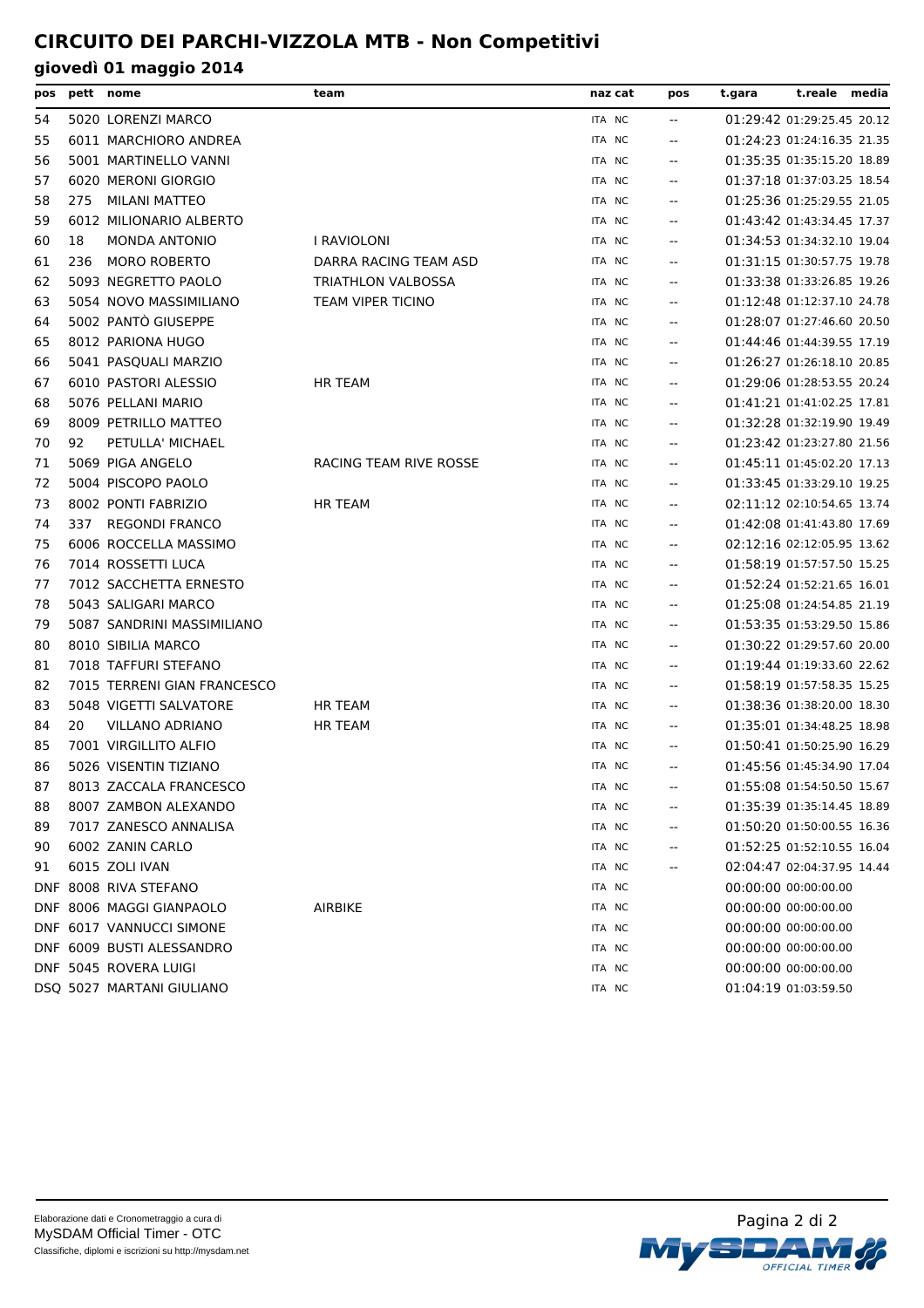# CIRCUITO DEI PARCHI-VIZZOLA MTB - Non Competitivi

## giovedì 01 maggio 2014

| pos | pett | nome | team | naz | cat | pos | t.gara | t.reale | media |
|---|---|---|---|---|---|---|---|---|---|
| 54 | 5020 | LORENZI MARCO | | ITA | NC | -- | 01:29:42 | 01:29:25.45 | 20.12 |
| 55 | 6011 | MARCHIORO ANDREA | | ITA | NC | -- | 01:24:23 | 01:24:16.35 | 21.35 |
| 56 | 5001 | MARTINELLO VANNI | | ITA | NC | -- | 01:35:35 | 01:35:15.20 | 18.89 |
| 57 | 6020 | MERONI GIORGIO | | ITA | NC | -- | 01:37:18 | 01:37:03.25 | 18.54 |
| 58 | 275 | MILANI MATTEO | | ITA | NC | -- | 01:25:36 | 01:25:29.55 | 21.05 |
| 59 | 6012 | MILIONARIO ALBERTO | | ITA | NC | -- | 01:43:42 | 01:43:34.45 | 17.37 |
| 60 | 18 | MONDA ANTONIO | I RAVIOLONI | ITA | NC | -- | 01:34:53 | 01:34:32.10 | 19.04 |
| 61 | 236 | MORO ROBERTO | DARRA RACING TEAM ASD | ITA | NC | -- | 01:31:15 | 01:30:57.75 | 19.78 |
| 62 | 5093 | NEGRETTO PAOLO | TRIATHLON VALBOSSA | ITA | NC | -- | 01:33:38 | 01:33:26.85 | 19.26 |
| 63 | 5054 | NOVO MASSIMILIANO | TEAM VIPER TICINO | ITA | NC | -- | 01:12:48 | 01:12:37.10 | 24.78 |
| 64 | 5002 | PANTÒ GIUSEPPE | | ITA | NC | -- | 01:28:07 | 01:27:46.60 | 20.50 |
| 65 | 8012 | PARIONA HUGO | | ITA | NC | -- | 01:44:46 | 01:44:39.55 | 17.19 |
| 66 | 5041 | PASQUALI MARZIO | | ITA | NC | -- | 01:26:27 | 01:26:18.10 | 20.85 |
| 67 | 6010 | PASTORI ALESSIO | HR TEAM | ITA | NC | -- | 01:29:06 | 01:28:53.55 | 20.24 |
| 68 | 5076 | PELLANI MARIO | | ITA | NC | -- | 01:41:21 | 01:41:02.25 | 17.81 |
| 69 | 8009 | PETRILLO MATTEO | | ITA | NC | -- | 01:32:28 | 01:32:19.90 | 19.49 |
| 70 | 92 | PETULLA' MICHAEL | | ITA | NC | -- | 01:23:42 | 01:23:27.80 | 21.56 |
| 71 | 5069 | PIGA ANGELO | RACING TEAM RIVE ROSSE | ITA | NC | -- | 01:45:11 | 01:45:02.20 | 17.13 |
| 72 | 5004 | PISCOPO PAOLO | | ITA | NC | -- | 01:33:45 | 01:33:29.10 | 19.25 |
| 73 | 8002 | PONTI FABRIZIO | HR TEAM | ITA | NC | -- | 02:11:12 | 02:10:54.65 | 13.74 |
| 74 | 337 | REGONDI FRANCO | | ITA | NC | -- | 01:42:08 | 01:41:43.80 | 17.69 |
| 75 | 6006 | ROCCELLA MASSIMO | | ITA | NC | -- | 02:12:16 | 02:12:05.95 | 13.62 |
| 76 | 7014 | ROSSETTI LUCA | | ITA | NC | -- | 01:58:19 | 01:57:57.50 | 15.25 |
| 77 | 7012 | SACCHETTA ERNESTO | | ITA | NC | -- | 01:52:24 | 01:52:21.65 | 16.01 |
| 78 | 5043 | SALIGARI MARCO | | ITA | NC | -- | 01:25:08 | 01:24:54.85 | 21.19 |
| 79 | 5087 | SANDRINI MASSIMILIANO | | ITA | NC | -- | 01:53:35 | 01:53:29.50 | 15.86 |
| 80 | 8010 | SIBILIA MARCO | | ITA | NC | -- | 01:30:22 | 01:29:57.60 | 20.00 |
| 81 | 7018 | TAFFURI STEFANO | | ITA | NC | -- | 01:19:44 | 01:19:33.60 | 22.62 |
| 82 | 7015 | TERRENI GIAN FRANCESCO | | ITA | NC | -- | 01:58:19 | 01:57:58.35 | 15.25 |
| 83 | 5048 | VIGETTI SALVATORE | HR TEAM | ITA | NC | -- | 01:38:36 | 01:38:20.00 | 18.30 |
| 84 | 20 | VILLANO ADRIANO | HR TEAM | ITA | NC | -- | 01:35:01 | 01:34:48.25 | 18.98 |
| 85 | 7001 | VIRGILLITO ALFIO | | ITA | NC | -- | 01:50:41 | 01:50:25.90 | 16.29 |
| 86 | 5026 | VISENTIN TIZIANO | | ITA | NC | -- | 01:45:56 | 01:45:34.90 | 17.04 |
| 87 | 8013 | ZACCALA FRANCESCO | | ITA | NC | -- | 01:55:08 | 01:54:50.50 | 15.67 |
| 88 | 8007 | ZAMBON ALEXANDO | | ITA | NC | -- | 01:35:39 | 01:35:14.45 | 18.89 |
| 89 | 7017 | ZANESCO ANNALISA | | ITA | NC | -- | 01:50:20 | 01:50:00.55 | 16.36 |
| 90 | 6002 | ZANIN CARLO | | ITA | NC | -- | 01:52:25 | 01:52:10.55 | 16.04 |
| 91 | 6015 | ZOLI IVAN | | ITA | NC | -- | 02:04:47 | 02:04:37.95 | 14.44 |
| DNF | 8008 | RIVA STEFANO | | ITA | NC | | 00:00:00 | 00:00:00.00 | |
| DNF | 8006 | MAGGI GIANPAOLO | AIRBIKE | ITA | NC | | 00:00:00 | 00:00:00.00 | |
| DNF | 6017 | VANNUCCI SIMONE | | ITA | NC | | 00:00:00 | 00:00:00.00 | |
| DNF | 6009 | BUSTI ALESSANDRO | | ITA | NC | | 00:00:00 | 00:00:00.00 | |
| DNF | 5045 | ROVERA LUIGI | | ITA | NC | | 00:00:00 | 00:00:00.00 | |
| DSQ | 5027 | MARTANI GIULIANO | | ITA | NC | | 01:04:19 | 01:03:59.50 | |

Elaborazione dati e Cronometraggio a cura di
MySDAM Official Timer - OTC
Classifiche, diplomi e iscrizioni su http://mysdam.net